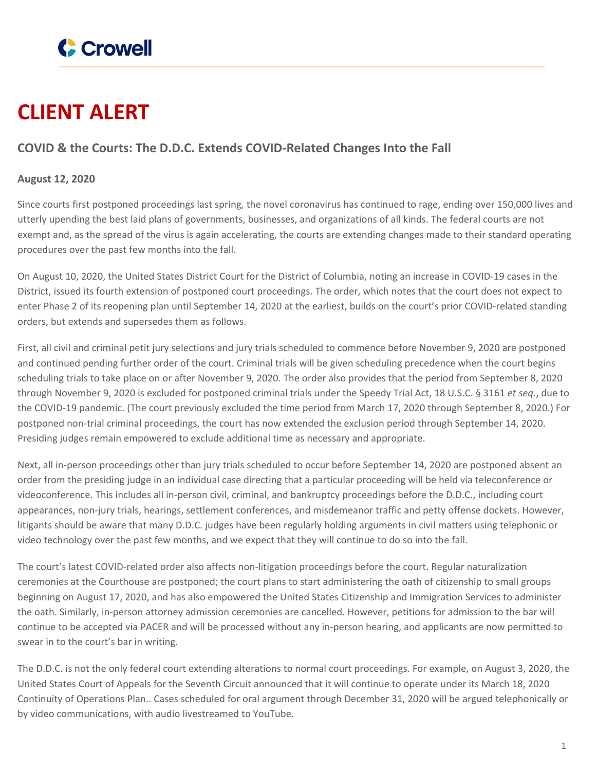# CLIENT ALERT

## COVID & the Courts: The D.D.C. Extends COVID-Related Changes Into the Fall

**August 12, 2020**

Since courts first postponed proceedings last spring, the novel coronavirus has continued to rage, ending over 150,000 lives and utterly upending the best laid plans of governments, businesses, and organizations of all kinds. The federal courts are not exempt and, as the spread of the virus is again accelerating, the courts are extending changes made to their standard operating procedures over the past few months into the fall.

On August 10, 2020, the United States District Court for the District of Columbia, noting an increase in COVID-19 cases in the District, issued its fourth extension of postponed court proceedings. The order, which notes that the court does not expect to enter Phase 2 of its reopening plan until September 14, 2020 at the earliest, builds on the court's prior COVID-related standing orders, but extends and supersedes them as follows.

First, all civil and criminal petit jury selections and jury trials scheduled to commence before November 9, 2020 are postponed and continued pending further order of the court. Criminal trials will be given scheduling precedence when the court begins scheduling trials to take place on or after November 9, 2020. The order also provides that the period from September 8, 2020 through November 9, 2020 is excluded for postponed criminal trials under the Speedy Trial Act, 18 U.S.C. § 3161 *et seq.*, due to the COVID-19 pandemic. (The court previously excluded the time period from March 17, 2020 through September 8, 2020.) For postponed non-trial criminal proceedings, the court has now extended the exclusion period through September 14, 2020. Presiding judges remain empowered to exclude additional time as necessary and appropriate.

Next, all in-person proceedings other than jury trials scheduled to occur before September 14, 2020 are postponed absent an order from the presiding judge in an individual case directing that a particular proceeding will be held via teleconference or videoconference. This includes all in-person civil, criminal, and bankruptcy proceedings before the D.D.C., including court appearances, non-jury trials, hearings, settlement conferences, and misdemeanor traffic and petty offense dockets. However, litigants should be aware that many D.D.C. judges have been regularly holding arguments in civil matters using telephonic or video technology over the past few months, and we expect that they will continue to do so into the fall.

The court's latest COVID-related order also affects non-litigation proceedings before the court. Regular naturalization ceremonies at the Courthouse are postponed; the court plans to start administering the oath of citizenship to small groups beginning on August 17, 2020, and has also empowered the United States Citizenship and Immigration Services to administer the oath. Similarly, in-person attorney admission ceremonies are cancelled. However, petitions for admission to the bar will continue to be accepted via PACER and will be processed without any in-person hearing, and applicants are now permitted to swear in to the court's bar in writing.

The D.D.C. is not the only federal court extending alterations to normal court proceedings. For example, on August 3, 2020, the United States Court of Appeals for the Seventh Circuit announced that it will continue to operate under its March 18, 2020 Continuity of Operations Plan.. Cases scheduled for oral argument through December 31, 2020 will be argued telephonically or by video communications, with audio livestreamed to YouTube.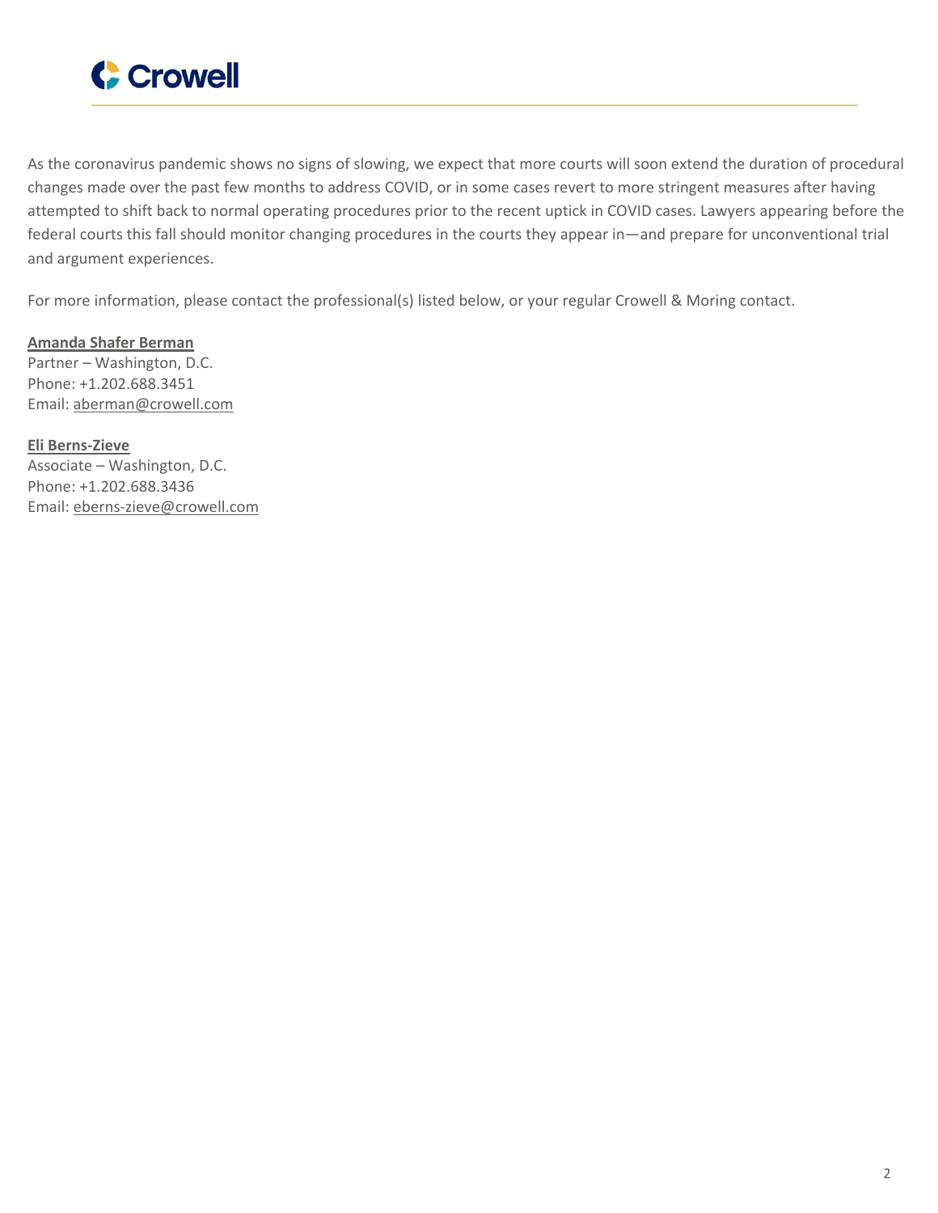As the coronavirus pandemic shows no signs of slowing, we expect that more courts will soon extend the duration of procedural changes made over the past few months to address COVID, or in some cases revert to more stringent measures after having attempted to shift back to normal operating procedures prior to the recent uptick in COVID cases. Lawyers appearing before the federal courts this fall should monitor changing procedures in the courts they appear in—and prepare for unconventional trial and argument experiences.

For more information, please contact the professional(s) listed below, or your regular Crowell & Moring contact.

**Amanda Shafer Berman**
Partner – Washington, D.C.
Phone: +1.202.688.3451
Email: aberman@crowell.com

**Eli Berns-Zieve**
Associate – Washington, D.C.
Phone: +1.202.688.3436
Email: eberns-zieve@crowell.com